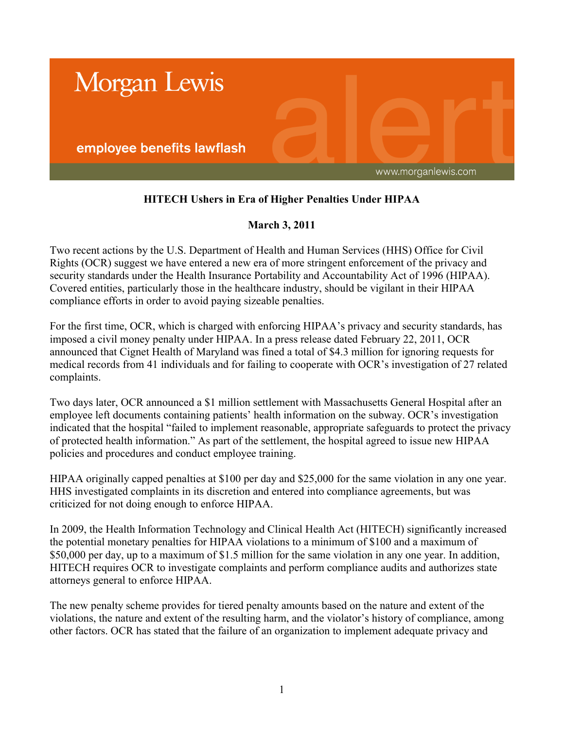Morgan Lewis

employee benefits lawflash

www.morganlewis.com

## HITECH Ushers in Era of Higher Penalties Under HIPAA

**March 3, 2011**

Two recent actions by the U.S. Department of Health and Human Services (HHS) Office for Civil Rights (OCR) suggest we have entered a new era of more stringent enforcement of the privacy and security standards under the Health Insurance Portability and Accountability Act of 1996 (HIPAA). Covered entities, particularly those in the healthcare industry, should be vigilant in their HIPAA compliance efforts in order to avoid paying sizeable penalties.

For the first time, OCR, which is charged with enforcing HIPAA's privacy and security standards, has imposed a civil money penalty under HIPAA. In a press release dated February 22, 2011, OCR announced that Cignet Health of Maryland was fined a total of $4.3 million for ignoring requests for medical records from 41 individuals and for failing to cooperate with OCR's investigation of 27 related complaints.

Two days later, OCR announced a $1 million settlement with Massachusetts General Hospital after an employee left documents containing patients' health information on the subway. OCR's investigation indicated that the hospital "failed to implement reasonable, appropriate safeguards to protect the privacy of protected health information." As part of the settlement, the hospital agreed to issue new HIPAA policies and procedures and conduct employee training.

HIPAA originally capped penalties at $100 per day and $25,000 for the same violation in any one year. HHS investigated complaints in its discretion and entered into compliance agreements, but was criticized for not doing enough to enforce HIPAA.

In 2009, the Health Information Technology and Clinical Health Act (HITECH) significantly increased the potential monetary penalties for HIPAA violations to a minimum of $100 and a maximum of $50,000 per day, up to a maximum of $1.5 million for the same violation in any one year. In addition, HITECH requires OCR to investigate complaints and perform compliance audits and authorizes state attorneys general to enforce HIPAA.

The new penalty scheme provides for tiered penalty amounts based on the nature and extent of the violations, the nature and extent of the resulting harm, and the violator's history of compliance, among other factors. OCR has stated that the failure of an organization to implement adequate privacy and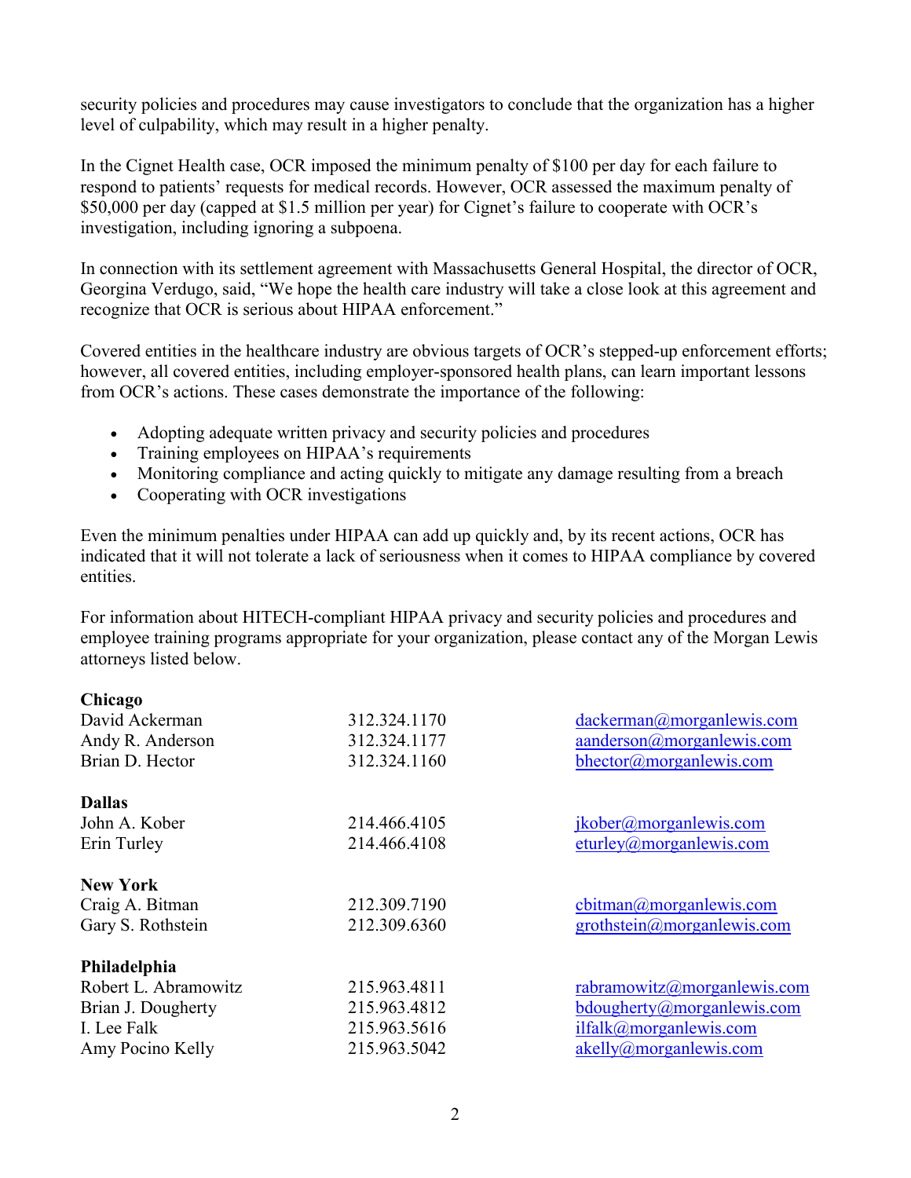security policies and procedures may cause investigators to conclude that the organization has a higher level of culpability, which may result in a higher penalty.

In the Cignet Health case, OCR imposed the minimum penalty of $100 per day for each failure to respond to patients' requests for medical records. However, OCR assessed the maximum penalty of $50,000 per day (capped at $1.5 million per year) for Cignet's failure to cooperate with OCR's investigation, including ignoring a subpoena.

In connection with its settlement agreement with Massachusetts General Hospital, the director of OCR, Georgina Verdugo, said, "We hope the health care industry will take a close look at this agreement and recognize that OCR is serious about HIPAA enforcement."

Covered entities in the healthcare industry are obvious targets of OCR's stepped-up enforcement efforts; however, all covered entities, including employer-sponsored health plans, can learn important lessons from OCR's actions. These cases demonstrate the importance of the following:

- Adopting adequate written privacy and security policies and procedures
- Training employees on HIPAA's requirements
- Monitoring compliance and acting quickly to mitigate any damage resulting from a breach
- Cooperating with OCR investigations

Even the minimum penalties under HIPAA can add up quickly and, by its recent actions, OCR has indicated that it will not tolerate a lack of seriousness when it comes to HIPAA compliance by covered entities.

For information about HITECH-compliant HIPAA privacy and security policies and procedures and employee training programs appropriate for your organization, please contact any of the Morgan Lewis attorneys listed below.

**Chicago**

| | | |
|---|---|---|
| David Ackerman | 312.324.1170 | dackerman@morganlewis.com |
| Andy R. Anderson | 312.324.1177 | aanderson@morganlewis.com |
| Brian D. Hector | 312.324.1160 | bhector@morganlewis.com |

**Dallas**

| | | |
|---|---|---|
| John A. Kober | 214.466.4105 | jkober@morganlewis.com |
| Erin Turley | 214.466.4108 | eturley@morganlewis.com |

**New York**

| | | |
|---|---|---|
| Craig A. Bitman | 212.309.7190 | cbitman@morganlewis.com |
| Gary S. Rothstein | 212.309.6360 | grothstein@morganlewis.com |

**Philadelphia**

| | | |
|---|---|---|
| Robert L. Abramowitz | 215.963.4811 | rabramowitz@morganlewis.com |
| Brian J. Dougherty | 215.963.4812 | bdougherty@morganlewis.com |
| I. Lee Falk | 215.963.5616 | ilfalk@morganlewis.com |
| Amy Pocino Kelly | 215.963.5042 | akelly@morganlewis.com |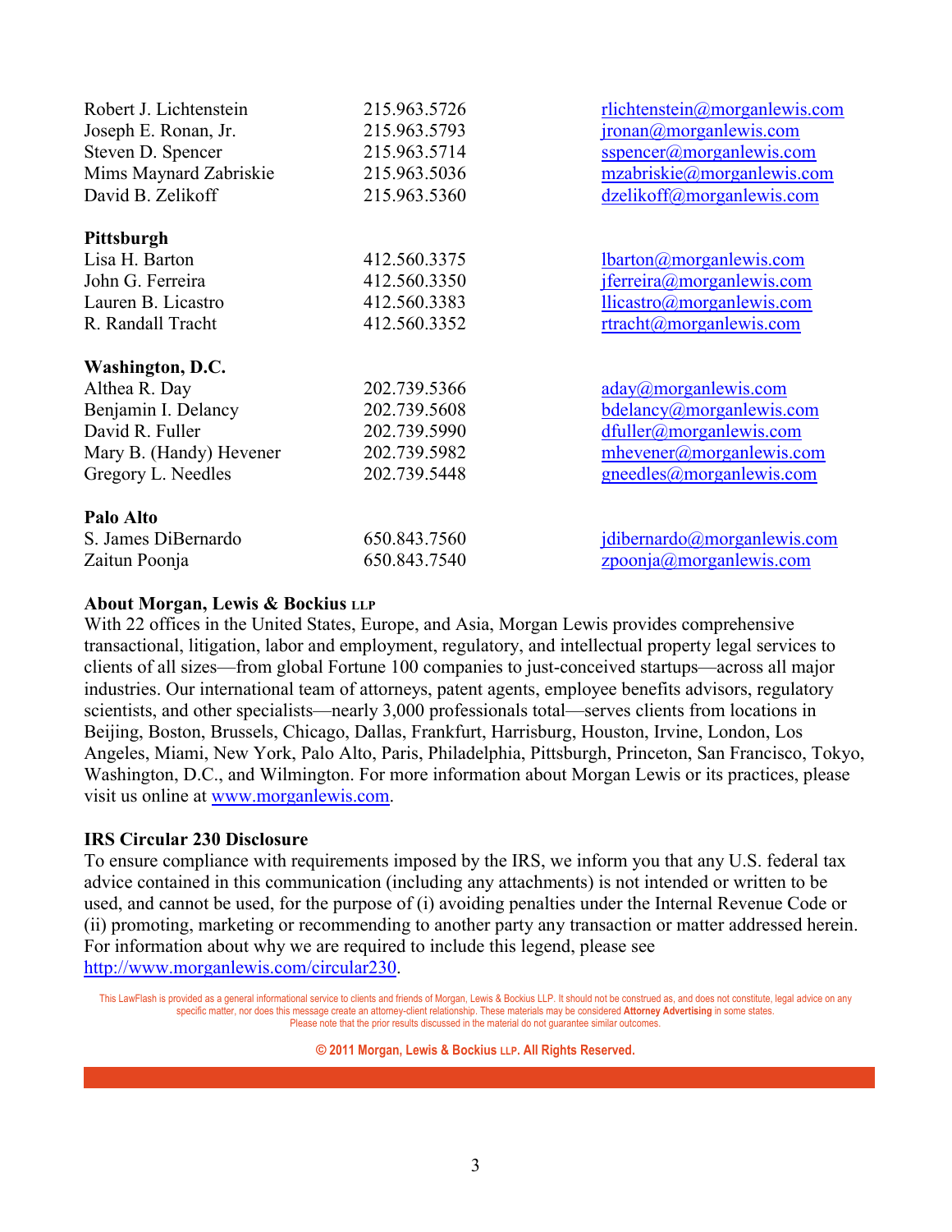| | | |
|---|---|---|
| Robert J. Lichtenstein | 215.963.5726 | rlichtenstein@morganlewis.com |
| Joseph E. Ronan, Jr. | 215.963.5793 | jronan@morganlewis.com |
| Steven D. Spencer | 215.963.5714 | sspencer@morganlewis.com |
| Mims Maynard Zabriskie | 215.963.5036 | mzabriskie@morganlewis.com |
| David B. Zelikoff | 215.963.5360 | dzelikoff@morganlewis.com |
| **Pittsburgh** | | |
| Lisa H. Barton | 412.560.3375 | lbarton@morganlewis.com |
| John G. Ferreira | 412.560.3350 | jferreira@morganlewis.com |
| Lauren B. Licastro | 412.560.3383 | llicastro@morganlewis.com |
| R. Randall Tracht | 412.560.3352 | rtracht@morganlewis.com |
| **Washington, D.C.** | | |
| Althea R. Day | 202.739.5366 | aday@morganlewis.com |
| Benjamin I. Delancy | 202.739.5608 | bdelancy@morganlewis.com |
| David R. Fuller | 202.739.5990 | dfuller@morganlewis.com |
| Mary B. (Handy) Hevener | 202.739.5982 | mhevener@morganlewis.com |
| Gregory L. Needles | 202.739.5448 | gneedles@morganlewis.com |
| **Palo Alto** | | |
| S. James DiBernardo | 650.843.7560 | jdibernardo@morganlewis.com |
| Zaitun Poonja | 650.843.7540 | zpoonja@morganlewis.com |

**About Morgan, Lewis & Bockius LLP**

With 22 offices in the United States, Europe, and Asia, Morgan Lewis provides comprehensive transactional, litigation, labor and employment, regulatory, and intellectual property legal services to clients of all sizes—from global Fortune 100 companies to just-conceived startups—across all major industries. Our international team of attorneys, patent agents, employee benefits advisors, regulatory scientists, and other specialists—nearly 3,000 professionals total—serves clients from locations in Beijing, Boston, Brussels, Chicago, Dallas, Frankfurt, Harrisburg, Houston, Irvine, London, Los Angeles, Miami, New York, Palo Alto, Paris, Philadelphia, Pittsburgh, Princeton, San Francisco, Tokyo, Washington, D.C., and Wilmington. For more information about Morgan Lewis or its practices, please visit us online at www.morganlewis.com.

**IRS Circular 230 Disclosure**

To ensure compliance with requirements imposed by the IRS, we inform you that any U.S. federal tax advice contained in this communication (including any attachments) is not intended or written to be used, and cannot be used, for the purpose of (i) avoiding penalties under the Internal Revenue Code or (ii) promoting, marketing or recommending to another party any transaction or matter addressed herein. For information about why we are required to include this legend, please see http://www.morganlewis.com/circular230.

This LawFlash is provided as a general informational service to clients and friends of Morgan, Lewis & Bockius LLP. It should not be construed as, and does not constitute, legal advice on any specific matter, nor does this message create an attorney-client relationship. These materials may be considered **Attorney Advertising** in some states. Please note that the prior results discussed in the material do not guarantee similar outcomes.

**© 2011 Morgan, Lewis & Bockius LLP. All Rights Reserved.**